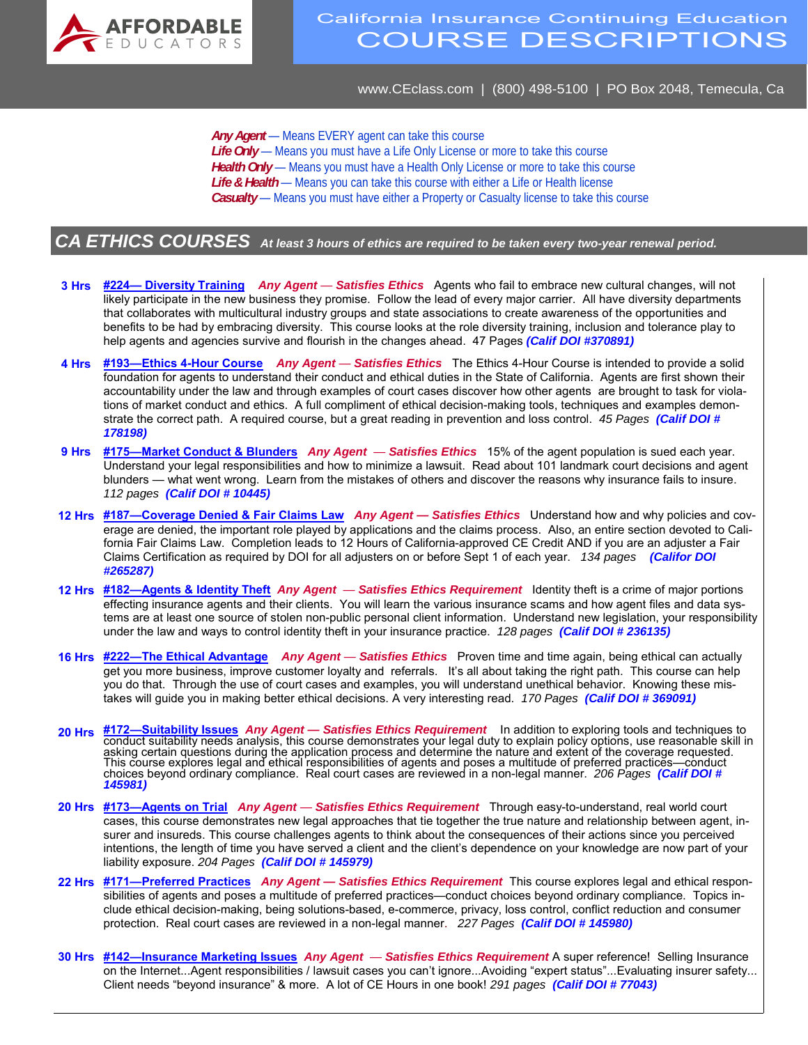AFFORDABLE EDUCATORS

# California Insurance Continuing Education COURSE DESCRIPTIONS

www.CEclass.com | (800) 498-5100 | PO Box 2048, Temecula, Ca

***Any Agent*** — Means EVERY agent can take this course
***Life Only*** — Means you must have a Life Only License or more to take this course
***Health Only*** — Means you must have a Health Only License or more to take this course
***Life & Health*** — Means you can take this course with either a Life or Health license
***Casualty*** — Means you must have either a Property or Casualty license to take this course

## CA ETHICS COURSES *At least 3 hours of ethics are required to be taken every two-year renewal period.*

**3 Hrs** **#224— Diversity Training** ***Any Agent — Satisfies Ethics*** Agents who fail to embrace new cultural changes, will not likely participate in the new business they promise. Follow the lead of every major carrier. All have diversity departments that collaborates with multicultural industry groups and state associations to create awareness of the opportunities and benefits to be had by embracing diversity. This course looks at the role diversity training, inclusion and tolerance play to help agents and agencies survive and flourish in the changes ahead. 47 Pages ***(Calif DOI #370891)***

**4 Hrs** **#193—Ethics 4-Hour Course** ***Any Agent — Satisfies Ethics*** The Ethics 4-Hour Course is intended to provide a solid foundation for agents to understand their conduct and ethical duties in the State of California. Agents are first shown their accountability under the law and through examples of court cases discover how other agents are brought to task for violations of market conduct and ethics. A full compliment of ethical decision-making tools, techniques and examples demonstrate the correct path. A required course, but a great reading in prevention and loss control. *45 Pages* ***(Calif DOI # 178198)***

**9 Hrs** **#175—Market Conduct & Blunders** ***Any Agent — Satisfies Ethics*** 15% of the agent population is sued each year. Understand your legal responsibilities and how to minimize a lawsuit. Read about 101 landmark court decisions and agent blunders — what went wrong. Learn from the mistakes of others and discover the reasons why insurance fails to insure. *112 pages* ***(Calif DOI # 10445)***

**12 Hrs** **#187—Coverage Denied & Fair Claims Law** ***Any Agent — Satisfies Ethics*** Understand how and why policies and coverage are denied, the important role played by applications and the claims process. Also, an entire section devoted to California Fair Claims Law. Completion leads to 12 Hours of California-approved CE Credit AND if you are an adjuster a Fair Claims Certification as required by DOI for all adjusters on or before Sept 1 of each year. *134 pages* ***(Califor DOI #265287)***

**12 Hrs** **#182—Agents & Identity Theft** ***Any Agent — Satisfies Ethics Requirement*** Identity theft is a crime of major portions effecting insurance agents and their clients. You will learn the various insurance scams and how agent files and data systems are at least one source of stolen non-public personal client information. Understand new legislation, your responsibility under the law and ways to control identity theft in your insurance practice. *128 pages* ***(Calif DOI # 236135)***

**16 Hrs** **#222—The Ethical Advantage** ***Any Agent — Satisfies Ethics*** Proven time and time again, being ethical can actually get you more business, improve customer loyalty and referrals. It's all about taking the right path. This course can help you do that. Through the use of court cases and examples, you will understand unethical behavior. Knowing these mistakes will guide you in making better ethical decisions. A very interesting read. *170 Pages* ***(Calif DOI # 369091)***

**20 Hrs** **#172—Suitability Issues** ***Any Agent — Satisfies Ethics Requirement*** In addition to exploring tools and techniques to conduct suitability needs analysis, this course demonstrates your legal duty to explain policy options, use reasonable skill in asking certain questions during the application process and determine the nature and extent of the coverage requested. This course explores legal and ethical responsibilities of agents and poses a multitude of preferred practices—conduct choices beyond ordinary compliance. Real court cases are reviewed in a non-legal manner. *206 Pages* ***(Calif DOI # 145981)***

**20 Hrs** **#173—Agents on Trial** ***Any Agent — Satisfies Ethics Requirement*** Through easy-to-understand, real world court cases, this course demonstrates new legal approaches that tie together the true nature and relationship between agent, insurer and insureds. This course challenges agents to think about the consequences of their actions since you perceived intentions, the length of time you have served a client and the client's dependence on your knowledge are now part of your liability exposure. *204 Pages* ***(Calif DOI # 145979)***

**22 Hrs** **#171—Preferred Practices** ***Any Agent — Satisfies Ethics Requirement*** This course explores legal and ethical responsibilities of agents and poses a multitude of preferred practices—conduct choices beyond ordinary compliance. Topics include ethical decision-making, being solutions-based, e-commerce, privacy, loss control, conflict reduction and consumer protection. Real court cases are reviewed in a non-legal manner. *227 Pages* ***(Calif DOI # 145980)***

**30 Hrs** **#142—Insurance Marketing Issues** ***Any Agent — Satisfies Ethics Requirement*** A super reference! Selling Insurance on the Internet...Agent responsibilities / lawsuit cases you can't ignore...Avoiding "expert status"...Evaluating insurer safety... Client needs "beyond insurance" & more. A lot of CE Hours in one book! *291 pages* ***(Calif DOI # 77043)***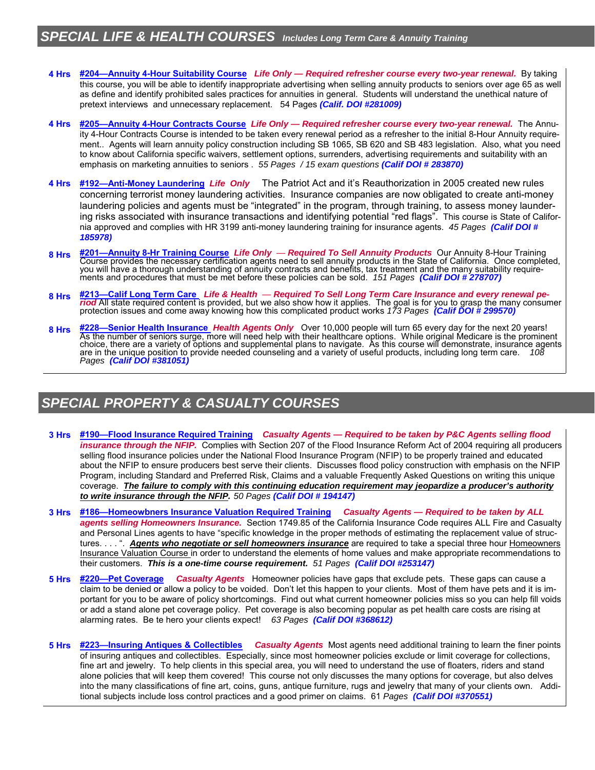## SPECIAL LIFE & HEALTH COURSES *Includes Long Term Care & Annuity Training*

**4 Hrs** **#204—Annuity 4-Hour Suitability Course** ***Life Only — Required refresher course every two-year renewal.*** By taking this course, you will be able to identify inappropriate advertising when selling annuity products to seniors over age 65 as well as define and identify prohibited sales practices for annuities in general. Students will understand the unethical nature of pretext interviews and unnecessary replacement. 54 Pages ***(Calif. DOI #281009)***

**4 Hrs** **#205—Annuity 4-Hour Contracts Course** ***Life Only — Required refresher course every two-year renewal.*** The Annuity 4-Hour Contracts Course is intended to be taken every renewal period as a refresher to the initial 8-Hour Annuity requirement.. Agents will learn annuity policy construction including SB 1065, SB 620 and SB 483 legislation. Also, what you need to know about California specific waivers, settlement options, surrenders, advertising requirements and suitability with an emphasis on marketing annuities to seniors . *55 Pages / 15 exam questions* ***(Calif DOI # 283870)***

**4 Hrs** **#192—Anti-Money Laundering** ***Life Only*** The Patriot Act and it's Reauthorization in 2005 created new rules concerning terrorist money laundering activities. Insurance companies are now obligated to create anti-money laundering policies and agents must be "integrated" in the program, through training, to assess money laundering risks associated with insurance transactions and identifying potential "red flags". This course is State of California approved and complies with HR 3199 anti-money laundering training for insurance agents. *45 Pages* ***(Calif DOI # 185978)***

**8 Hrs** **#201—Annuity 8-Hr Training Course** ***Life Only — Required To Sell Annuity Products*** Our Annuity 8-Hour Training Course provides the necessary certification agents need to sell annuity products in the State of California. Once completed, you will have a thorough understanding of annuity contracts and benefits, tax treatment and the many suitability requirements and procedures that must be met before these policies can be sold. *151 Pages* ***(Calif DOI # 278707)***

**8 Hrs** **#213—Calif Long Term Care** ***Life & Health — Required To Sell Long Term Care Insurance and every renewal period*** All state required content is provided, but we also show how it applies. The goal is for you to grasp the many consumer protection issues and come away knowing how this complicated product works *173 Pages* ***(Calif DOI # 299570)***

**8 Hrs** **#228—Senior Health Insurance** ***Health Agents Only*** Over 10,000 people will turn 65 every day for the next 20 years! As the number of seniors surge, more will need help with their healthcare options. While original Medicare is the prominent choice, there are a variety of options and supplemental plans to navigate. As this course will demonstrate, insurance agents are in the unique position to provide needed counseling and a variety of useful products, including long term care. *108 Pages* ***(Calif DOI #381051)***

## SPECIAL PROPERTY & CASUALTY COURSES

**3 Hrs** **#190—Flood Insurance Required Training** ***Casualty Agents — Required to be taken by P&C Agents selling flood insurance through the NFIP.*** Complies with Section 207 of the Flood Insurance Reform Act of 2004 requiring all producers selling flood insurance policies under the National Flood Insurance Program (NFIP) to be properly trained and educated about the NFIP to ensure producers best serve their clients. Discusses flood policy construction with emphasis on the NFIP Program, including Standard and Preferred Risk, Claims and a valuable Frequently Asked Questions on writing this unique coverage. ***The failure to comply with this continuing education requirement may jeopardize a producer's authority to write insurance through the NFIP.*** *50 Pages* ***(Calif DOI # 194147)***

**3 Hrs** **#186—Homeowbners Insurance Valuation Required Training** ***Casualty Agents — Required to be taken by ALL agents selling Homeowners Insurance.*** Section 1749.85 of the California Insurance Code requires ALL Fire and Casualty and Personal Lines agents to have "specific knowledge in the proper methods of estimating the replacement value of structures. . . . ". ***Agents who negotiate or sell homeowners insurance*** are required to take a special three hour Homeowners Insurance Valuation Course in order to understand the elements of home values and make appropriate recommendations to their customers. ***This is a one-time course requirement.*** *51 Pages* ***(Calif DOI #253147)***

**5 Hrs** **#220—Pet Coverage** ***Casualty Agents*** Homeowner policies have gaps that exclude pets. These gaps can cause a claim to be denied or allow a policy to be voided. Don't let this happen to your clients. Most of them have pets and it is important for you to be aware of policy shortcomings. Find out what current homeowner policies miss so you can help fill voids or add a stand alone pet coverage policy. Pet coverage is also becoming popular as pet health care costs are rising at alarming rates. Be te hero your clients expect! *63 Pages* ***(Calif DOI #368612)***

**5 Hrs** **#223—Insuring Antiques & Collectibles** ***Casualty Agents*** Most agents need additional training to learn the finer points of insuring antiques and collectibles. Especially, since most homeowner policies exclude or limit coverage for collections, fine art and jewelry. To help clients in this special area, you will need to understand the use of floaters, riders and stand alone policies that will keep them covered! This course not only discusses the many options for coverage, but also delves into the many classifications of fine art, coins, guns, antique furniture, rugs and jewelry that many of your clients own. Additional subjects include loss control practices and a good primer on claims. 61 *Pages* ***(Calif DOI #370551)***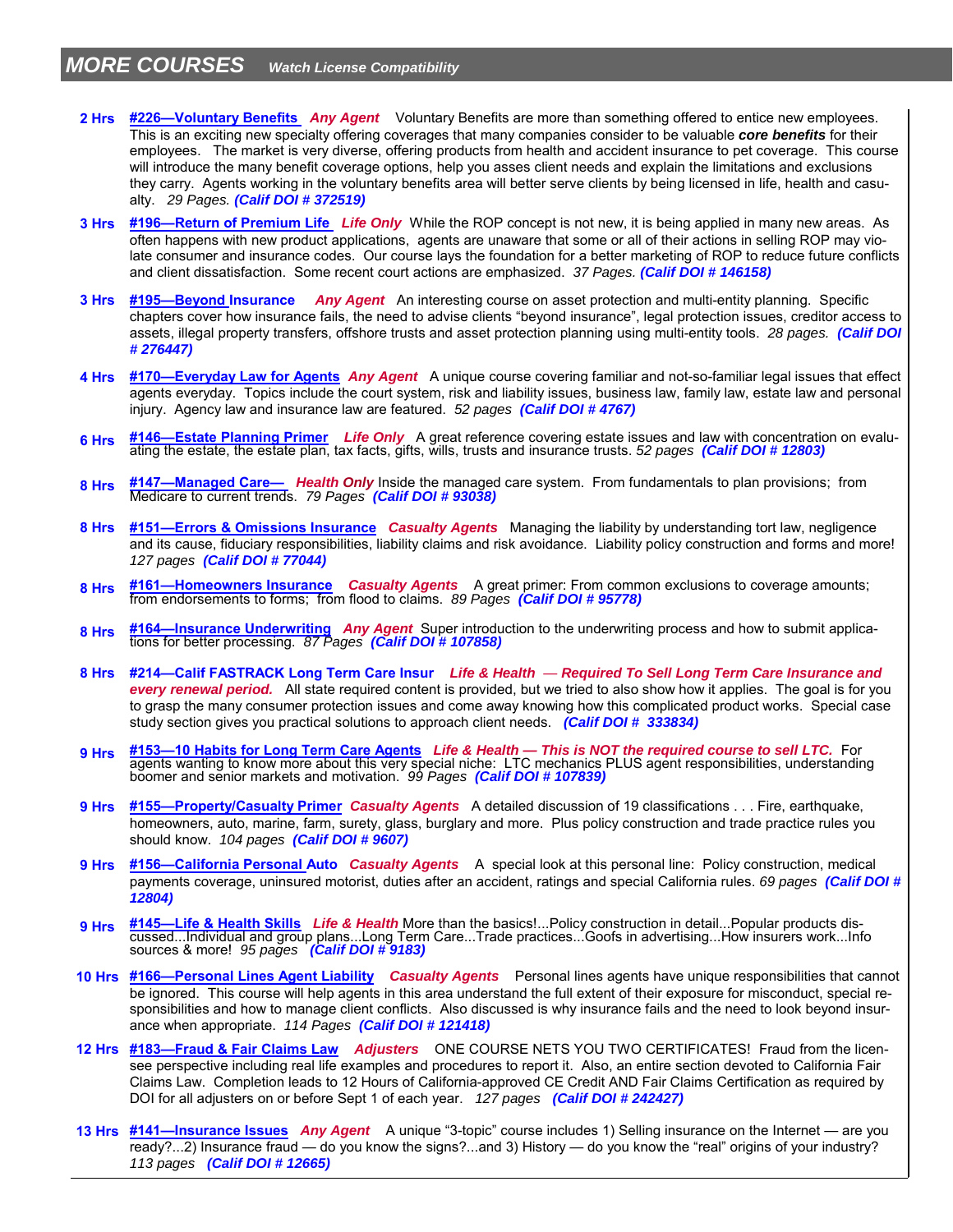## MORE COURSES *Watch License Compatibility*

**2 Hrs** **#226—Voluntary Benefits** ***Any Agent*** Voluntary Benefits are more than something offered to entice new employees. This is an exciting new specialty offering coverages that many companies consider to be valuable ***core benefits*** for their employees. The market is very diverse, offering products from health and accident insurance to pet coverage. This course will introduce the many benefit coverage options, help you asses client needs and explain the limitations and exclusions they carry. Agents working in the voluntary benefits area will better serve clients by being licensed in life, health and casualty. *29 Pages.* ***(Calif DOI # 372519)***

**3 Hrs** **#196—Return of Premium Life** ***Life Only*** While the ROP concept is not new, it is being applied in many new areas. As often happens with new product applications, agents are unaware that some or all of their actions in selling ROP may violate consumer and insurance codes. Our course lays the foundation for a better marketing of ROP to reduce future conflicts and client dissatisfaction. Some recent court actions are emphasized. *37 Pages.* ***(Calif DOI # 146158)***

**3 Hrs** **#195—Beyond Insurance** ***Any Agent*** An interesting course on asset protection and multi-entity planning. Specific chapters cover how insurance fails, the need to advise clients "beyond insurance", legal protection issues, creditor access to assets, illegal property transfers, offshore trusts and asset protection planning using multi-entity tools. *28 pages.* ***(Calif DOI # 276447)***

**4 Hrs** **#170—Everyday Law for Agents** ***Any Agent*** A unique course covering familiar and not-so-familiar legal issues that effect agents everyday. Topics include the court system, risk and liability issues, business law, family law, estate law and personal injury. Agency law and insurance law are featured. *52 pages* ***(Calif DOI # 4767)***

**6 Hrs** **#146—Estate Planning Primer** ***Life Only*** A great reference covering estate issues and law with concentration on evaluating the estate, the estate plan, tax facts, gifts, wills, trusts and insurance trusts. *52 pages* ***(Calif DOI # 12803)***

**8 Hrs** **#147—Managed Care—** ***Health Only*** Inside the managed care system. From fundamentals to plan provisions; from Medicare to current trends. *79 Pages* ***(Calif DOI # 93038)***

**8 Hrs** **#151—Errors & Omissions Insurance** ***Casualty Agents*** Managing the liability by understanding tort law, negligence and its cause, fiduciary responsibilities, liability claims and risk avoidance. Liability policy construction and forms and more! *127 pages* ***(Calif DOI # 77044)***

**8 Hrs** **#161—Homeowners Insurance** ***Casualty Agents*** A great primer: From common exclusions to coverage amounts; from endorsements to forms; from flood to claims. *89 Pages* ***(Calif DOI # 95778)***

**8 Hrs** **#164—Insurance Underwriting** ***Any Agent*** Super introduction to the underwriting process and how to submit applications for better processing. *87 Pages* ***(Calif DOI # 107858)***

**8 Hrs** **#214—Calif FASTRACK Long Term Care Insur** ***Life & Health — Required To Sell Long Term Care Insurance and every renewal period.*** All state required content is provided, but we tried to also show how it applies. The goal is for you to grasp the many consumer protection issues and come away knowing how this complicated product works. Special case study section gives you practical solutions to approach client needs. ***(Calif DOI # 333834)***

**9 Hrs** **#153—10 Habits for Long Term Care Agents** ***Life & Health — This is NOT the required course to sell LTC.*** For agents wanting to know more about this very special niche: LTC mechanics PLUS agent responsibilities, understanding boomer and senior markets and motivation. *99 Pages* ***(Calif DOI # 107839)***

**9 Hrs** **#155—Property/Casualty Primer** ***Casualty Agents*** A detailed discussion of 19 classifications . . . Fire, earthquake, homeowners, auto, marine, farm, surety, glass, burglary and more. Plus policy construction and trade practice rules you should know. *104 pages* ***(Calif DOI # 9607)***

**9 Hrs** **#156—California Personal Auto** ***Casualty Agents*** A special look at this personal line: Policy construction, medical payments coverage, uninsured motorist, duties after an accident, ratings and special California rules. *69 pages* ***(Calif DOI # 12804)***

**9 Hrs** **#145—Life & Health Skills** ***Life & Health*** More than the basics!...Policy construction in detail...Popular products discussed...Individual and group plans...Long Term Care...Trade practices...Goofs in advertising...How insurers work...Info sources & more! *95 pages* ***(Calif DOI # 9183)***

**10 Hrs** **#166—Personal Lines Agent Liability** ***Casualty Agents*** Personal lines agents have unique responsibilities that cannot be ignored. This course will help agents in this area understand the full extent of their exposure for misconduct, special responsibilities and how to manage client conflicts. Also discussed is why insurance fails and the need to look beyond insurance when appropriate. *114 Pages* ***(Calif DOI # 121418)***

**12 Hrs** **#183—Fraud & Fair Claims Law** ***Adjusters*** ONE COURSE NETS YOU TWO CERTIFICATES! Fraud from the licensee perspective including real life examples and procedures to report it. Also, an entire section devoted to California Fair Claims Law. Completion leads to 12 Hours of California-approved CE Credit AND Fair Claims Certification as required by DOI for all adjusters on or before Sept 1 of each year. *127 pages* ***(Calif DOI # 242427)***

**13 Hrs** **#141—Insurance Issues** ***Any Agent*** A unique "3-topic" course includes 1) Selling insurance on the Internet — are you ready?...2) Insurance fraud — do you know the signs?...and 3) History — do you know the "real" origins of your industry? *113 pages* ***(Calif DOI # 12665)***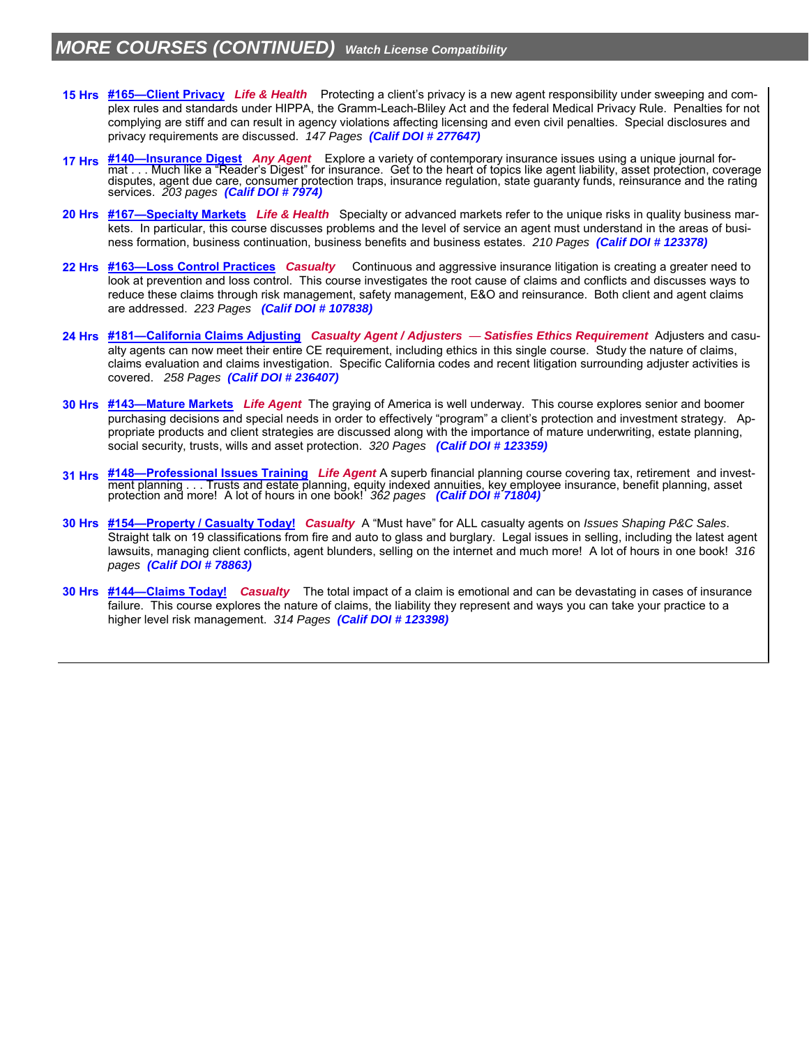## MORE COURSES (CONTINUED) *Watch License Compatibility*

**15 Hrs** **#165—Client Privacy** ***Life & Health*** Protecting a client's privacy is a new agent responsibility under sweeping and complex rules and standards under HIPPA, the Gramm-Leach-Bliley Act and the federal Medical Privacy Rule. Penalties for not complying are stiff and can result in agency violations affecting licensing and even civil penalties. Special disclosures and privacy requirements are discussed. *147 Pages* ***(Calif DOI # 277647)***

**17 Hrs** **#140—Insurance Digest** ***Any Agent*** Explore a variety of contemporary insurance issues using a unique journal format . . . Much like a "Reader's Digest" for insurance. Get to the heart of topics like agent liability, asset protection, coverage disputes, agent due care, consumer protection traps, insurance regulation, state guaranty funds, reinsurance and the rating services. *203 pages* ***(Calif DOI # 7974)***

**20 Hrs** **#167—Specialty Markets** ***Life & Health*** Specialty or advanced markets refer to the unique risks in quality business markets. In particular, this course discusses problems and the level of service an agent must understand in the areas of business formation, business continuation, business benefits and business estates. *210 Pages* ***(Calif DOI # 123378)***

**22 Hrs** **#163—Loss Control Practices** ***Casualty*** Continuous and aggressive insurance litigation is creating a greater need to look at prevention and loss control. This course investigates the root cause of claims and conflicts and discusses ways to reduce these claims through risk management, safety management, E&O and reinsurance. Both client and agent claims are addressed. *223 Pages* ***(Calif DOI # 107838)***

**24 Hrs** **#181—California Claims Adjusting** ***Casualty Agent / Adjusters — Satisfies Ethics Requirement*** Adjusters and casualty agents can now meet their entire CE requirement, including ethics in this single course. Study the nature of claims, claims evaluation and claims investigation. Specific California codes and recent litigation surrounding adjuster activities is covered. *258 Pages* ***(Calif DOI # 236407)***

**30 Hrs** **#143—Mature Markets** ***Life Agent*** The graying of America is well underway. This course explores senior and boomer purchasing decisions and special needs in order to effectively "program" a client's protection and investment strategy. Appropriate products and client strategies are discussed along with the importance of mature underwriting, estate planning, social security, trusts, wills and asset protection. *320 Pages* ***(Calif DOI # 123359)***

**31 Hrs** **#148—Professional Issues Training** ***Life Agent*** A superb financial planning course covering tax, retirement and investment planning . . . Trusts and estate planning, equity indexed annuities, key employee insurance, benefit planning, asset protection and more! A lot of hours in one book! *362 pages* ***(Calif DOI # 71804)***

**30 Hrs** **#154—Property / Casualty Today!** ***Casualty*** A "Must have" for ALL casualty agents on *Issues Shaping P&C Sales*. Straight talk on 19 classifications from fire and auto to glass and burglary. Legal issues in selling, including the latest agent lawsuits, managing client conflicts, agent blunders, selling on the internet and much more! A lot of hours in one book! *316 pages* ***(Calif DOI # 78863)***

**30 Hrs** **#144—Claims Today!** ***Casualty*** The total impact of a claim is emotional and can be devastating in cases of insurance failure. This course explores the nature of claims, the liability they represent and ways you can take your practice to a higher level risk management. *314 Pages* ***(Calif DOI # 123398)***